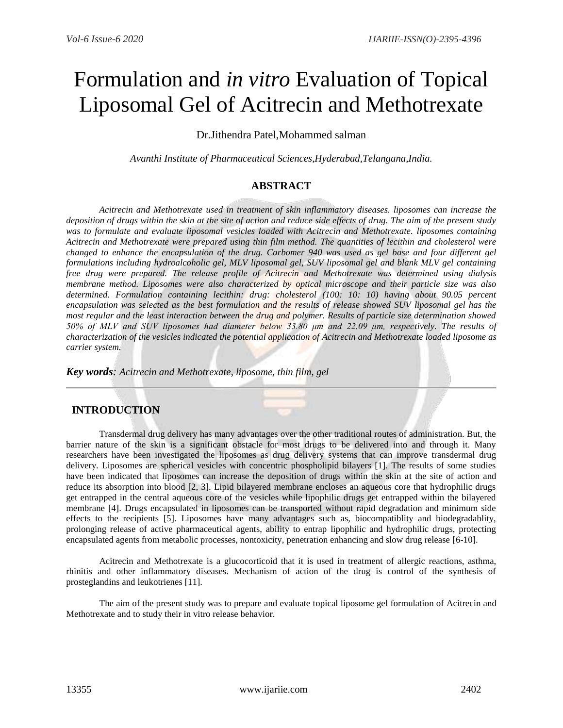# Formulation and *in vitro* Evaluation of Topical Liposomal Gel of Acitrecin and Methotrexate

Dr.Jithendra Patel,Mohammed salman

*Avanthi Institute of Pharmaceutical Sciences,Hyderabad,Telangana,India.*

## ABSTRACT

*Acitrecin and Methotrexate used in treatment of skin inflammatory diseases. liposomes can increase the deposition of drugs within the skin at the site of action and reduce side effects of drug. The aim of the present study was to formulate and evaluate liposomal vesicles loaded with Acitrecin and Methotrexate. liposomes containing Acitrecin and Methotrexate were prepared using thin film method. The quantities of lecithin and cholesterol were changed to enhance the encapsulation of the drug. Carbomer 940 was used as gel base and four different gel formulations including hydroalcoholic gel, MLV liposomal gel, SUV liposomal gel and blank MLV gel containing free drug were prepared. The release profile of Acitrecin and Methotrexate was determined using dialysis membrane method. Liposomes were also characterized by optical microscope and their particle size was also determined. Formulation containing lecithin: drug: cholesterol (100: 10: 10) having about 90.05 percent encapsulation was selected as the best formulation and the results of release showed SUV liposomal gel has the most regular and the least interaction between the drug and polymer. Results of particle size determination showed 50% of MLV and SUV liposomes had diameter below 33.80 μm and 22.09 μm, respectively. The results of characterization of the vesicles indicated the potential application of Acitrecin and Methotrexate loaded liposome as carrier system.*

***Key words**: Acitrecin and Methotrexate, liposome, thin film, gel*

---

## INTRODUCTION

Transdermal drug delivery has many advantages over the other traditional routes of administration. But, the barrier nature of the skin is a significant obstacle for most drugs to be delivered into and through it. Many researchers have been investigated the liposomes as drug delivery systems that can improve transdermal drug delivery. Liposomes are spherical vesicles with concentric phospholipid bilayers [1]. The results of some studies have been indicated that liposomes can increase the deposition of drugs within the skin at the site of action and reduce its absorption into blood [2, 3]. Lipid bilayered membrane encloses an aqueous core that hydrophilic drugs get entrapped in the central aqueous core of the vesicles while lipophilic drugs get entrapped within the bilayered membrane [4]. Drugs encapsulated in liposomes can be transported without rapid degradation and minimum side effects to the recipients [5]. Liposomes have many advantages such as, biocompatiblity and biodegradablity, prolonging release of active pharmaceutical agents, ability to entrap lipophilic and hydrophilic drugs, protecting encapsulated agents from metabolic processes, nontoxicity, penetration enhancing and slow drug release [6-10].

Acitrecin and Methotrexate is a glucocorticoid that it is used in treatment of allergic reactions, asthma, rhinitis and other inflammatory diseases. Mechanism of action of the drug is control of the synthesis of prosteglandins and leukotrienes [11].

The aim of the present study was to prepare and evaluate topical liposome gel formulation of Acitrecin and Methotrexate and to study their in vitro release behavior.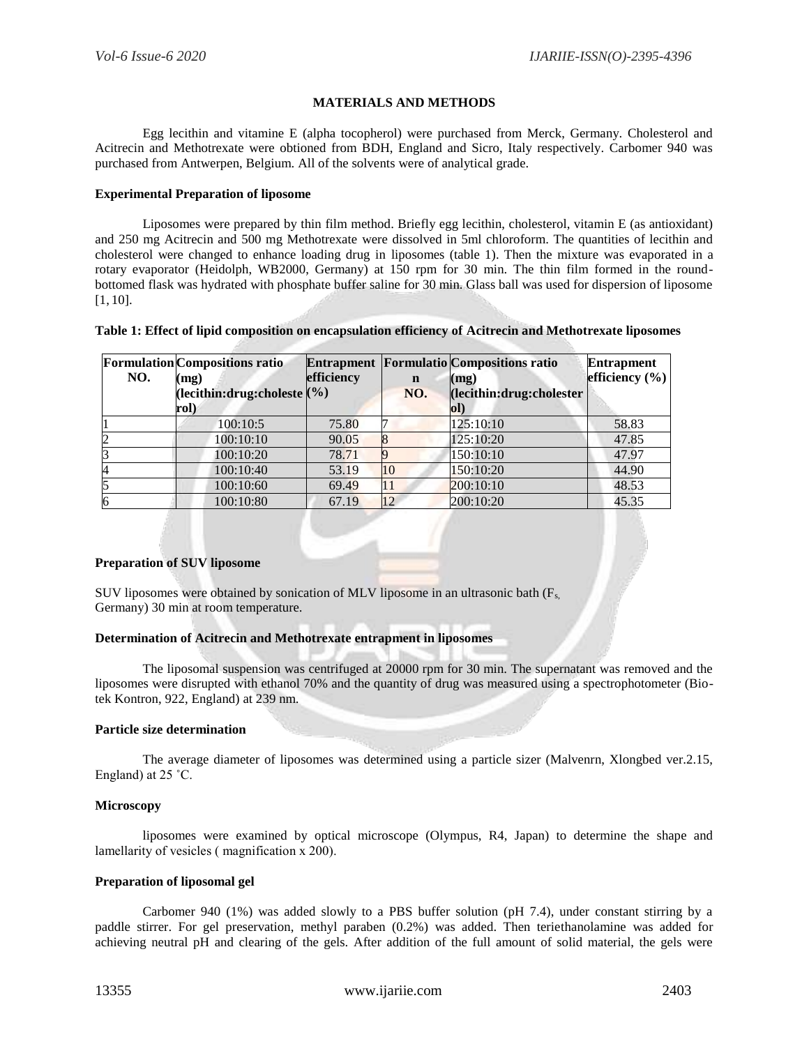## MATERIALS AND METHODS

Egg lecithin and vitamine E (alpha tocopherol) were purchased from Merck, Germany. Cholesterol and Acitrecin and Methotrexate were obtioned from BDH, England and Sicro, Italy respectively. Carbomer 940 was purchased from Antwerpen, Belgium. All of the solvents were of analytical grade.

### Experimental Preparation of liposome

Liposomes were prepared by thin film method. Briefly egg lecithin, cholesterol, vitamin E (as antioxidant) and 250 mg Acitrecin and 500 mg Methotrexate were dissolved in 5ml chloroform. The quantities of lecithin and cholesterol were changed to enhance loading drug in liposomes (table 1). Then the mixture was evaporated in a rotary evaporator (Heidolph, WB2000, Germany) at 150 rpm for 30 min. The thin film formed in the round-bottomed flask was hydrated with phosphate buffer saline for 30 min. Glass ball was used for dispersion of liposome [1, 10].

**Table 1: Effect of lipid composition on encapsulation efficiency of Acitrecin and Methotrexate liposomes**

| Formulation NO. | Compositions ratio (mg) (lecithin:drug:cholesterol) | Entrapment efficiency (%) | Formulation NO. | Compositions ratio (mg) (lecithin:drug:cholesterol) | Entrapment efficiency (%) |
|---|---|---|---|---|---|
| 1 | 100:10:5 | 75.80 | 7 | 125:10:10 | 58.83 |
| 2 | 100:10:10 | 90.05 | 8 | 125:10:20 | 47.85 |
| 3 | 100:10:20 | 78.71 | 9 | 150:10:10 | 47.97 |
| 4 | 100:10:40 | 53.19 | 10 | 150:10:20 | 44.90 |
| 5 | 100:10:60 | 69.49 | 11 | 200:10:10 | 48.53 |
| 6 | 100:10:80 | 67.19 | 12 | 200:10:20 | 45.35 |

### Preparation of SUV liposome

SUV liposomes were obtained by sonication of MLV liposome in an ultrasonic bath ($F_s$, Germany) 30 min at room temperature.

### Determination of Acitrecin and Methotrexate entrapment in liposomes

The liposomal suspension was centrifuged at 20000 rpm for 30 min. The supernatant was removed and the liposomes were disrupted with ethanol 70% and the quantity of drug was measured using a spectrophotometer (Bio-tek Kontron, 922, England) at 239 nm.

### Particle size determination

The average diameter of liposomes was determined using a particle sizer (Malvenrn, Xlongbed ver.2.15, England) at 25 ˚C.

### Microscopy

liposomes were examined by optical microscope (Olympus, R4, Japan) to determine the shape and lamellarity of vesicles ( magnification x 200).

### Preparation of liposomal gel

Carbomer 940 (1%) was added slowly to a PBS buffer solution (pH 7.4), under constant stirring by a paddle stirrer. For gel preservation, methyl paraben (0.2%) was added. Then teriethanolamine was added for achieving neutral pH and clearing of the gels. After addition of the full amount of solid material, the gels were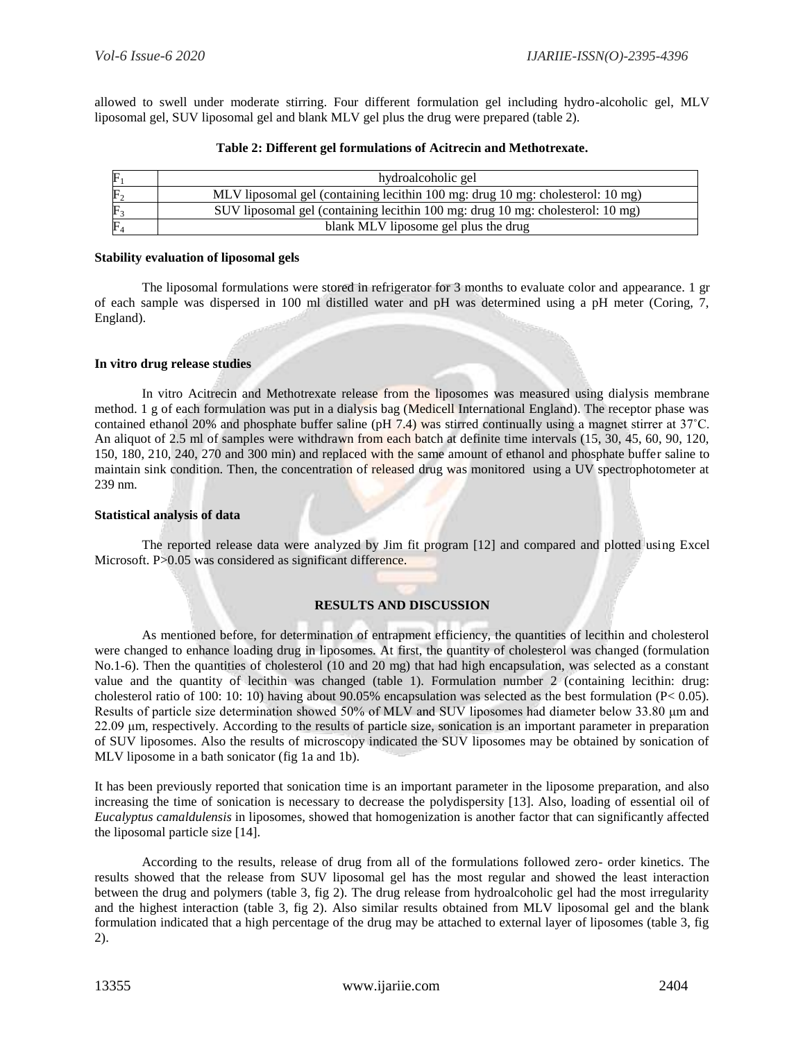allowed to swell under moderate stirring. Four different formulation gel including hydro-alcoholic gel, MLV liposomal gel, SUV liposomal gel and blank MLV gel plus the drug were prepared (table 2).

**Table 2: Different gel formulations of Acitrecin and Methotrexate.**

| | |
|---|---|
| $F_1$ | hydroalcoholic gel |
| $F_2$ | MLV liposomal gel (containing lecithin 100 mg: drug 10 mg: cholesterol: 10 mg) |
| $F_3$ | SUV liposomal gel (containing lecithin 100 mg: drug 10 mg: cholesterol: 10 mg) |
| $F_4$ | blank MLV liposome gel plus the drug |

**Stability evaluation of liposomal gels**

The liposomal formulations were stored in refrigerator for 3 months to evaluate color and appearance. 1 gr of each sample was dispersed in 100 ml distilled water and pH was determined using a pH meter (Coring, 7, England).

**In vitro drug release studies**

In vitro Acitrecin and Methotrexate release from the liposomes was measured using dialysis membrane method. 1 g of each formulation was put in a dialysis bag (Medicell International England). The receptor phase was contained ethanol 20% and phosphate buffer saline (pH 7.4) was stirred continually using a magnet stirrer at 37˚C. An aliquot of 2.5 ml of samples were withdrawn from each batch at definite time intervals (15, 30, 45, 60, 90, 120, 150, 180, 210, 240, 270 and 300 min) and replaced with the same amount of ethanol and phosphate buffer saline to maintain sink condition. Then, the concentration of released drug was monitored using a UV spectrophotometer at 239 nm.

**Statistical analysis of data**

The reported release data were analyzed by Jim fit program [12] and compared and plotted using Excel Microsoft. P>0.05 was considered as significant difference.

## RESULTS AND DISCUSSION

As mentioned before, for determination of entrapment efficiency, the quantities of lecithin and cholesterol were changed to enhance loading drug in liposomes. At first, the quantity of cholesterol was changed (formulation No.1-6). Then the quantities of cholesterol (10 and 20 mg) that had high encapsulation, was selected as a constant value and the quantity of lecithin was changed (table 1). Formulation number 2 (containing lecithin: drug: cholesterol ratio of 100: 10: 10) having about 90.05% encapsulation was selected as the best formulation ($P < 0.05$). Results of particle size determination showed 50% of MLV and SUV liposomes had diameter below 33.80 μm and 22.09 μm, respectively. According to the results of particle size, sonication is an important parameter in preparation of SUV liposomes. Also the results of microscopy indicated the SUV liposomes may be obtained by sonication of MLV liposome in a bath sonicator (fig 1a and 1b).

It has been previously reported that sonication time is an important parameter in the liposome preparation, and also increasing the time of sonication is necessary to decrease the polydispersity [13]. Also, loading of essential oil of *Eucalyptus camaldulensis* in liposomes, showed that homogenization is another factor that can significantly affected the liposomal particle size [14].

According to the results, release of drug from all of the formulations followed zero- order kinetics. The results showed that the release from SUV liposomal gel has the most regular and showed the least interaction between the drug and polymers (table 3, fig 2). The drug release from hydroalcoholic gel had the most irregularity and the highest interaction (table 3, fig 2). Also similar results obtained from MLV liposomal gel and the blank formulation indicated that a high percentage of the drug may be attached to external layer of liposomes (table 3, fig 2).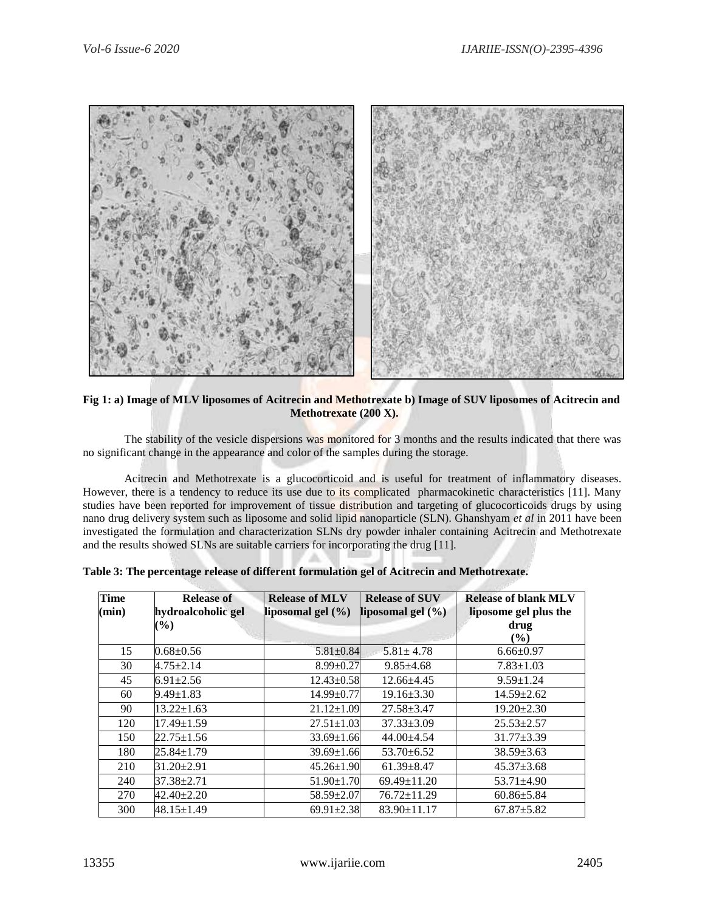**Fig 1: a) Image of MLV liposomes of Acitrecin and Methotrexate b) Image of SUV liposomes of Acitrecin and Methotrexate (200 X).**

The stability of the vesicle dispersions was monitored for 3 months and the results indicated that there was no significant change in the appearance and color of the samples during the storage.

Acitrecin and Methotrexate is a glucocorticoid and is useful for treatment of inflammatory diseases. However, there is a tendency to reduce its use due to its complicated pharmacokinetic characteristics [11]. Many studies have been reported for improvement of tissue distribution and targeting of glucocorticoids drugs by using nano drug delivery system such as liposome and solid lipid nanoparticle (SLN). Ghanshyam *et al* in 2011 have been investigated the formulation and characterization SLNs dry powder inhaler containing Acitrecin and Methotrexate and the results showed SLNs are suitable carriers for incorporating the drug [11].

**Table 3: The percentage release of different formulation gel of Acitrecin and Methotrexate.**

| Time (min) | Release of hydroalcoholic gel (%) | Release of MLV liposomal gel (%) | Release of SUV liposomal gel (%) | Release of blank MLV liposome gel plus the drug (%) |
|---|---|---|---|---|
| 15 | 0.68±0.56 | 5.81±0.84 | 5.81± 4.78 | 6.66±0.97 |
| 30 | 4.75±2.14 | 8.99±0.27 | 9.85±4.68 | 7.83±1.03 |
| 45 | 6.91±2.56 | 12.43±0.58 | 12.66±4.45 | 9.59±1.24 |
| 60 | 9.49±1.83 | 14.99±0.77 | 19.16±3.30 | 14.59±2.62 |
| 90 | 13.22±1.63 | 21.12±1.09 | 27.58±3.47 | 19.20±2.30 |
| 120 | 17.49±1.59 | 27.51±1.03 | 37.33±3.09 | 25.53±2.57 |
| 150 | 22.75±1.56 | 33.69±1.66 | 44.00±4.54 | 31.77±3.39 |
| 180 | 25.84±1.79 | 39.69±1.66 | 53.70±6.52 | 38.59±3.63 |
| 210 | 31.20±2.91 | 45.26±1.90 | 61.39±8.47 | 45.37±3.68 |
| 240 | 37.38±2.71 | 51.90±1.70 | 69.49±11.20 | 53.71±4.90 |
| 270 | 42.40±2.20 | 58.59±2.07 | 76.72±11.29 | 60.86±5.84 |
| 300 | 48.15±1.49 | 69.91±2.38 | 83.90±11.17 | 67.87±5.82 |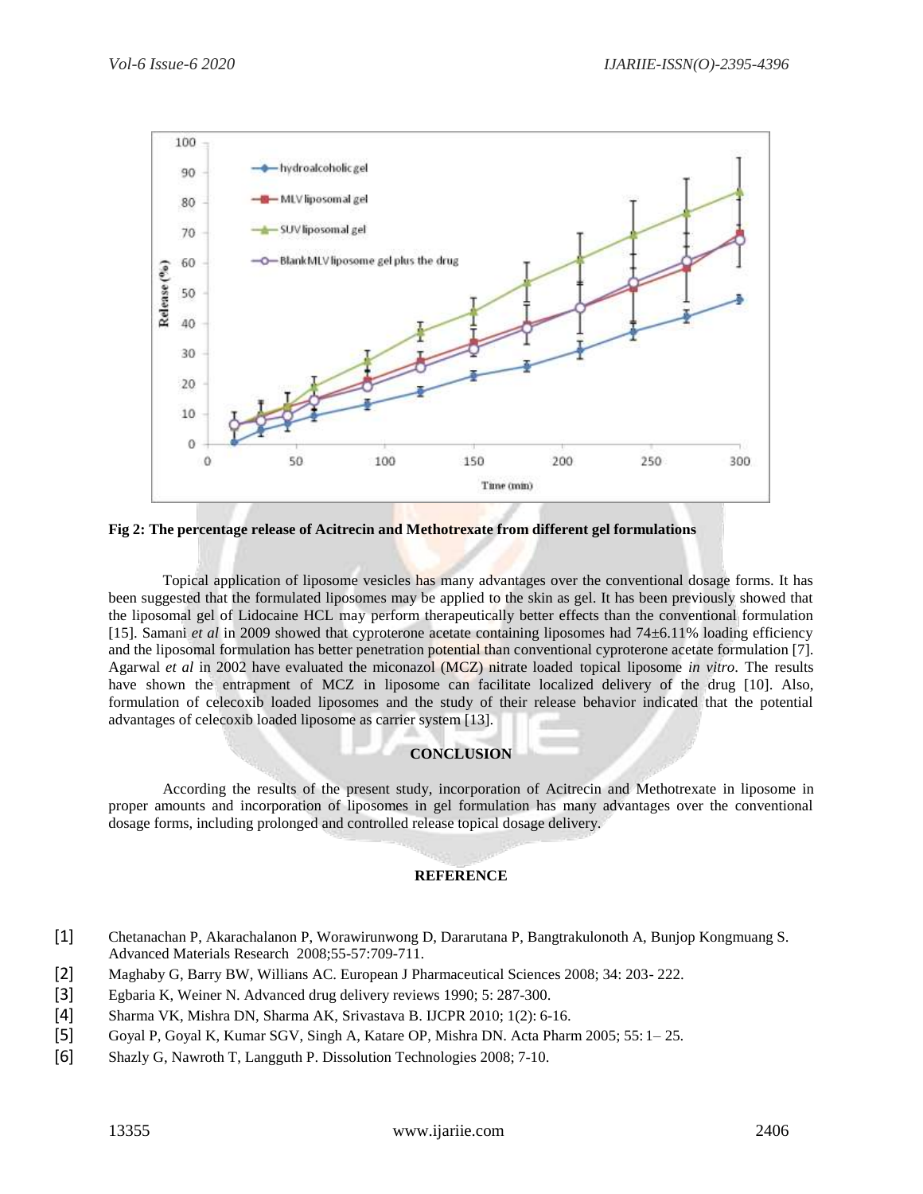Fig 2: **The percentage release of Acitrecin and Methotrexate from different gel formulations**

Topical application of liposome vesicles has many advantages over the conventional dosage forms. It has been suggested that the formulated liposomes may be applied to the skin as gel. It has been previously showed that the liposomal gel of Lidocaine HCL may perform therapeutically better effects than the conventional formulation [15]. Samani *et al* in 2009 showed that cyproterone acetate containing liposomes had 74±6.11% loading efficiency and the liposomal formulation has better penetration potential than conventional cyproterone acetate formulation [7]. Agarwal *et al* in 2002 have evaluated the miconazol (MCZ) nitrate loaded topical liposome *in vitro*. The results have shown the entrapment of MCZ in liposome can facilitate localized delivery of the drug [10]. Also, formulation of celecoxib loaded liposomes and the study of their release behavior indicated that the potential advantages of celecoxib loaded liposome as carrier system [13].

## CONCLUSION

According the results of the present study, incorporation of Acitrecin and Methotrexate in liposome in proper amounts and incorporation of liposomes in gel formulation has many advantages over the conventional dosage forms, including prolonged and controlled release topical dosage delivery.

## REFERENCE

[1] Chetanachan P, Akarachalanon P, Worawirunwong D, Dararutana P, Bangtrakulonoth A, Bunjop Kongmuang S. Advanced Materials Research 2008;55-57:709-711.

[2] Maghaby G, Barry BW, Willians AC. European J Pharmaceutical Sciences 2008; 34: 203- 222.

[3] Egbaria K, Weiner N. Advanced drug delivery reviews 1990; 5: 287-300.

[4] Sharma VK, Mishra DN, Sharma AK, Srivastava B. IJCPR 2010; 1(2): 6-16.

[5] Goyal P, Goyal K, Kumar SGV, Singh A, Katare OP, Mishra DN. Acta Pharm 2005; 55: 1– 25.

[6] Shazly G, Nawroth T, Langguth P. Dissolution Technologies 2008; 7-10.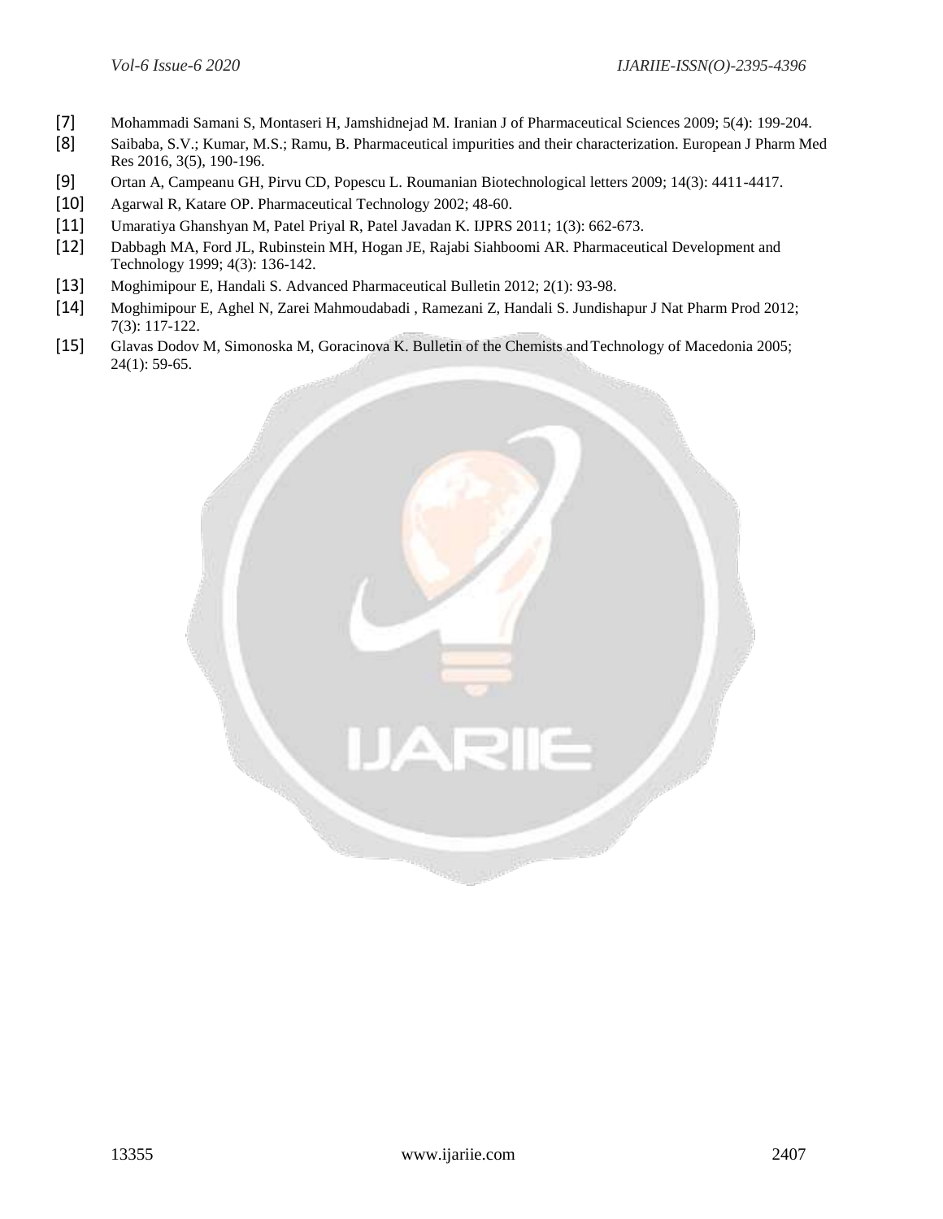[7] Mohammadi Samani S, Montaseri H, Jamshidnejad M. Iranian J of Pharmaceutical Sciences 2009; 5(4): 199-204.

[8] Saibaba, S.V.; Kumar, M.S.; Ramu, B. Pharmaceutical impurities and their characterization. European J Pharm Med Res 2016, 3(5), 190-196.

[9] Ortan A, Campeanu GH, Pirvu CD, Popescu L. Roumanian Biotechnological letters 2009; 14(3): 4411-4417.

[10] Agarwal R, Katare OP. Pharmaceutical Technology 2002; 48-60.

[11] Umaratiya Ghanshyan M, Patel Priyal R, Patel Javadan K. IJPRS 2011; 1(3): 662-673.

[12] Dabbagh MA, Ford JL, Rubinstein MH, Hogan JE, Rajabi Siahboomi AR. Pharmaceutical Development and Technology 1999; 4(3): 136-142.

[13] Moghimipour E, Handali S. Advanced Pharmaceutical Bulletin 2012; 2(1): 93-98.

[14] Moghimipour E, Aghel N, Zarei Mahmoudabadi , Ramezani Z, Handali S. Jundishapur J Nat Pharm Prod 2012; 7(3): 117-122.

[15] Glavas Dodov M, Simonoska M, Goracinova K. Bulletin of the Chemists and Technology of Macedonia 2005; 24(1): 59-65.